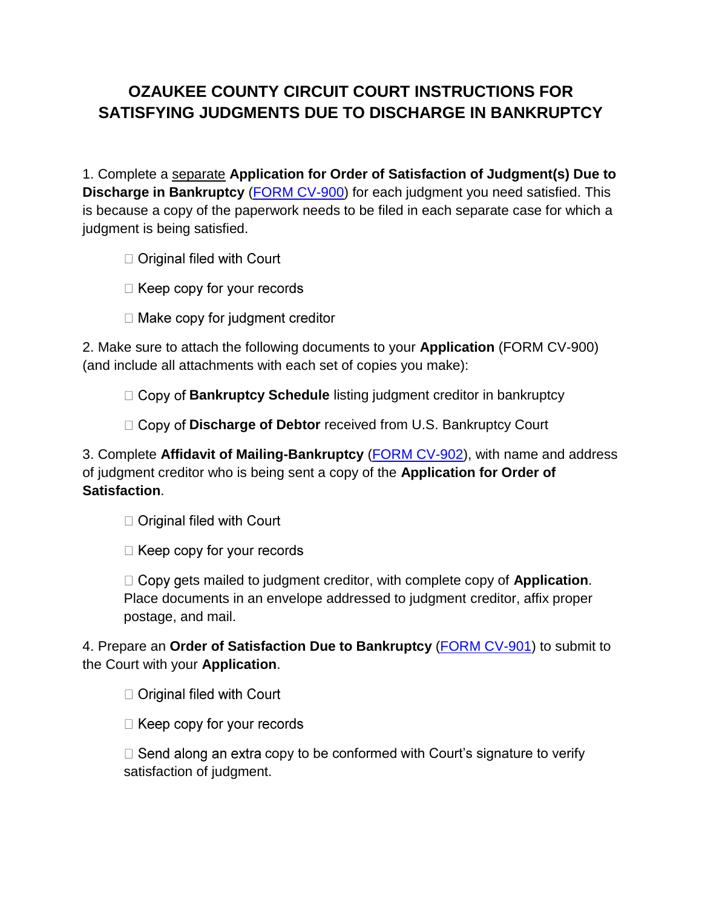# OZAUKEE COUNTY CIRCUIT COURT INSTRUCTIONS FOR SATISFYING JUDGMENTS DUE TO DISCHARGE IN BANKRUPTCY

1. Complete a separate **Application for Order of Satisfaction of Judgment(s) Due to Discharge in Bankruptcy** (FORM CV-900) for each judgment you need satisfied. This is because a copy of the paperwork needs to be filed in each separate case for which a judgment is being satisfied.

   - ☐ Original filed with Court
   - ☐ Keep copy for your records
   - ☐ Make copy for judgment creditor

2. Make sure to attach the following documents to your **Application** (FORM CV-900) (and include all attachments with each set of copies you make):

   - ☐ Copy of **Bankruptcy Schedule** listing judgment creditor in bankruptcy
   - ☐ Copy of **Discharge of Debtor** received from U.S. Bankruptcy Court

3. Complete **Affidavit of Mailing-Bankruptcy** (FORM CV-902), with name and address of judgment creditor who is being sent a copy of the **Application for Order of Satisfaction**.

   - ☐ Original filed with Court
   - ☐ Keep copy for your records
   - ☐ Copy gets mailed to judgment creditor, with complete copy of **Application**. Place documents in an envelope addressed to judgment creditor, affix proper postage, and mail.

4. Prepare an **Order of Satisfaction Due to Bankruptcy** (FORM CV-901) to submit to the Court with your **Application**.

   - ☐ Original filed with Court
   - ☐ Keep copy for your records
   - ☐ Send along an extra copy to be conformed with Court's signature to verify satisfaction of judgment.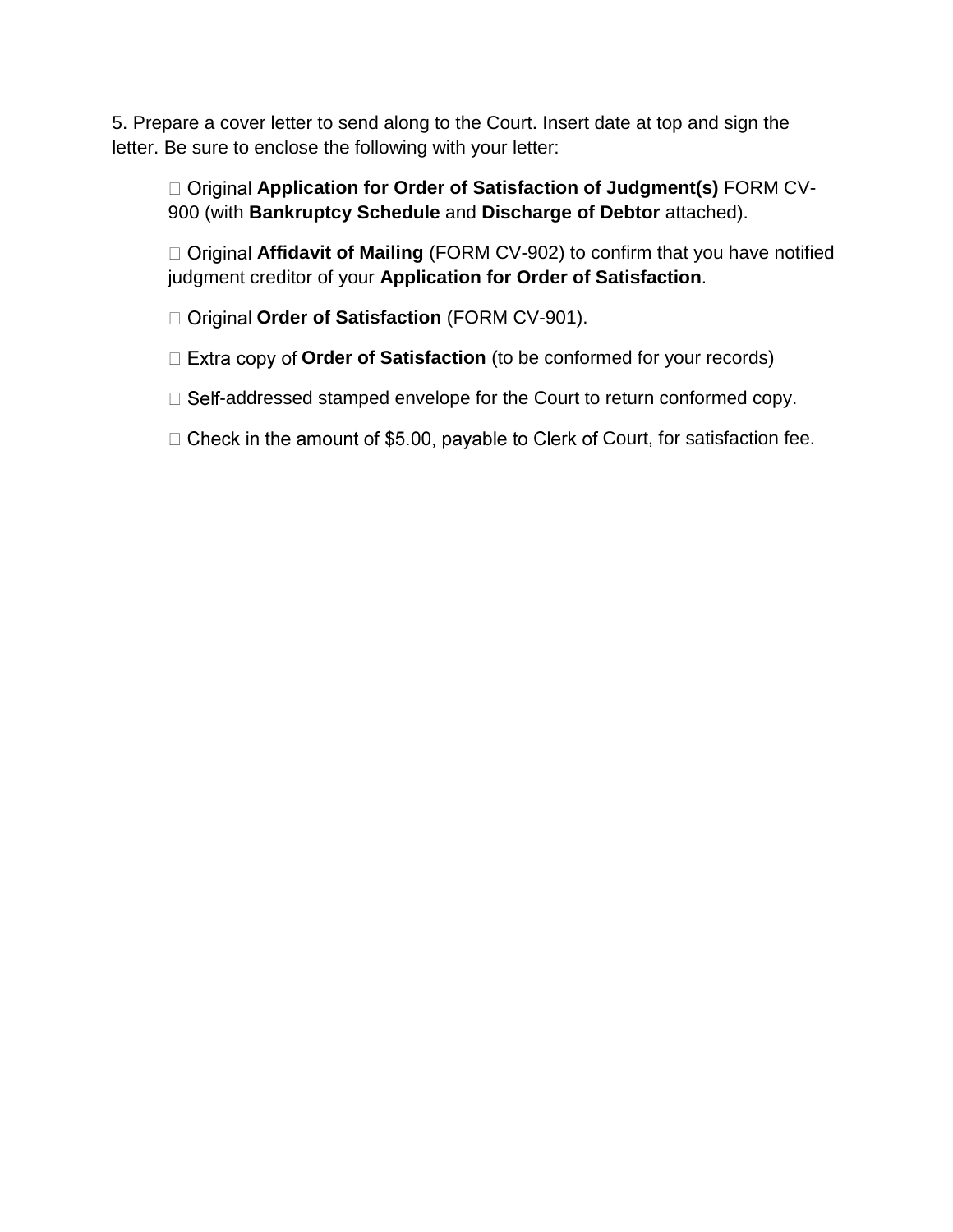5. Prepare a cover letter to send along to the Court. Insert date at top and sign the letter. Be sure to enclose the following with your letter:

- ☐ Original **Application for Order of Satisfaction of Judgment(s)** FORM CV-900 (with **Bankruptcy Schedule** and **Discharge of Debtor** attached).
- ☐ Original **Affidavit of Mailing** (FORM CV-902) to confirm that you have notified judgment creditor of your **Application for Order of Satisfaction**.
- ☐ Original **Order of Satisfaction** (FORM CV-901).
- ☐ Extra copy of **Order of Satisfaction** (to be conformed for your records)
- ☐ Self-addressed stamped envelope for the Court to return conformed copy.
- ☐ Check in the amount of $5.00, payable to Clerk of Court, for satisfaction fee.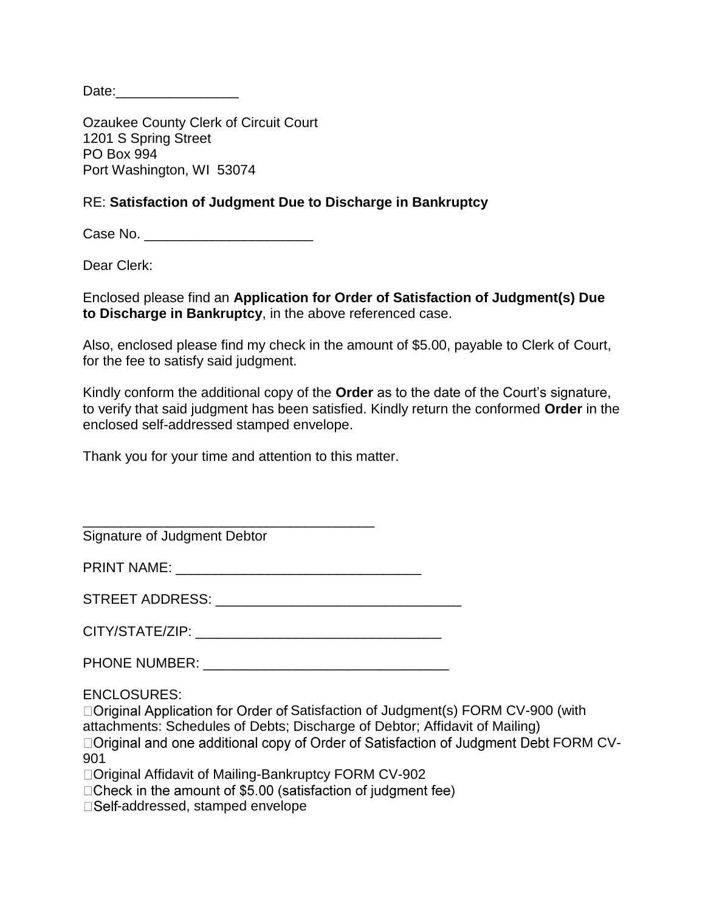Date:________________

Ozaukee County Clerk of Circuit Court
1201 S Spring Street
PO Box 994
Port Washington, WI 53074

RE: **Satisfaction of Judgment Due to Discharge in Bankruptcy**

Case No. ______________________

Dear Clerk:

Enclosed please find an **Application for Order of Satisfaction of Judgment(s) Due to Discharge in Bankruptcy**, in the above referenced case.

Also, enclosed please find my check in the amount of $5.00, payable to Clerk of Court, for the fee to satisfy said judgment.

Kindly conform the additional copy of the **Order** as to the date of the Court's signature, to verify that said judgment has been satisfied. Kindly return the conformed **Order** in the enclosed self-addressed stamped envelope.

Thank you for your time and attention to this matter.

______________________________________
Signature of Judgment Debtor

PRINT NAME: ________________________________

STREET ADDRESS: ________________________________

CITY/STATE/ZIP: ________________________________

PHONE NUMBER: ________________________________

ENCLOSURES:
☐Original Application for Order of Satisfaction of Judgment(s) FORM CV-900 (with attachments: Schedules of Debts; Discharge of Debtor; Affidavit of Mailing)
☐Original and one additional copy of Order of Satisfaction of Judgment Debt FORM CV-901
☐Original Affidavit of Mailing-Bankruptcy FORM CV-902
☐Check in the amount of $5.00 (satisfaction of judgment fee)
☐Self-addressed, stamped envelope